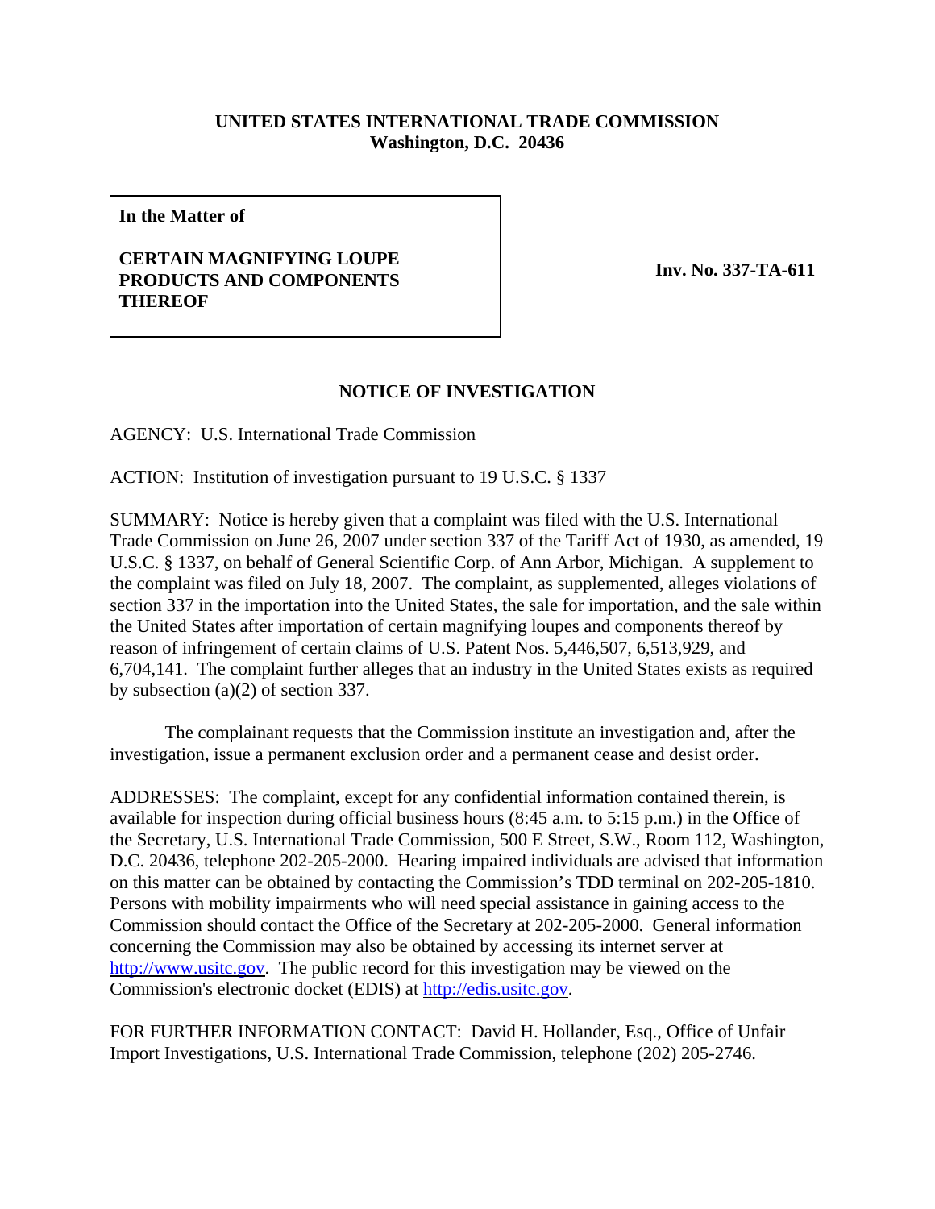**UNITED STATES INTERNATIONAL TRADE COMMISSION**
**Washington, D.C. 20436**

**In the Matter of**

**CERTAIN MAGNIFYING LOUPE PRODUCTS AND COMPONENTS THEREOF**

**Inv. No. 337-TA-611**

## NOTICE OF INVESTIGATION

AGENCY: U.S. International Trade Commission

ACTION: Institution of investigation pursuant to 19 U.S.C. § 1337

SUMMARY: Notice is hereby given that a complaint was filed with the U.S. International Trade Commission on June 26, 2007 under section 337 of the Tariff Act of 1930, as amended, 19 U.S.C. § 1337, on behalf of General Scientific Corp. of Ann Arbor, Michigan. A supplement to the complaint was filed on July 18, 2007. The complaint, as supplemented, alleges violations of section 337 in the importation into the United States, the sale for importation, and the sale within the United States after importation of certain magnifying loupes and components thereof by reason of infringement of certain claims of U.S. Patent Nos. 5,446,507, 6,513,929, and 6,704,141. The complaint further alleges that an industry in the United States exists as required by subsection (a)(2) of section 337.

The complainant requests that the Commission institute an investigation and, after the investigation, issue a permanent exclusion order and a permanent cease and desist order.

ADDRESSES: The complaint, except for any confidential information contained therein, is available for inspection during official business hours (8:45 a.m. to 5:15 p.m.) in the Office of the Secretary, U.S. International Trade Commission, 500 E Street, S.W., Room 112, Washington, D.C. 20436, telephone 202-205-2000. Hearing impaired individuals are advised that information on this matter can be obtained by contacting the Commission's TDD terminal on 202-205-1810. Persons with mobility impairments who will need special assistance in gaining access to the Commission should contact the Office of the Secretary at 202-205-2000. General information concerning the Commission may also be obtained by accessing its internet server at http://www.usitc.gov. The public record for this investigation may be viewed on the Commission's electronic docket (EDIS) at http://edis.usitc.gov.

FOR FURTHER INFORMATION CONTACT: David H. Hollander, Esq., Office of Unfair Import Investigations, U.S. International Trade Commission, telephone (202) 205-2746.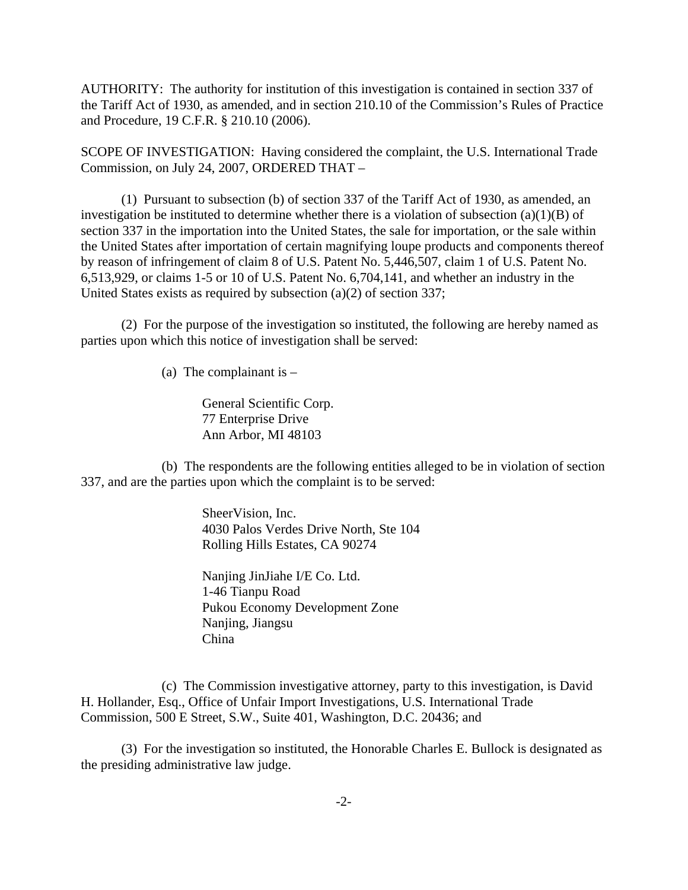AUTHORITY: The authority for institution of this investigation is contained in section 337 of the Tariff Act of 1930, as amended, and in section 210.10 of the Commission's Rules of Practice and Procedure, 19 C.F.R. § 210.10 (2006).

SCOPE OF INVESTIGATION: Having considered the complaint, the U.S. International Trade Commission, on July 24, 2007, ORDERED THAT –

(1) Pursuant to subsection (b) of section 337 of the Tariff Act of 1930, as amended, an investigation be instituted to determine whether there is a violation of subsection (a)(1)(B) of section 337 in the importation into the United States, the sale for importation, or the sale within the United States after importation of certain magnifying loupe products and components thereof by reason of infringement of claim 8 of U.S. Patent No. 5,446,507, claim 1 of U.S. Patent No. 6,513,929, or claims 1-5 or 10 of U.S. Patent No. 6,704,141, and whether an industry in the United States exists as required by subsection (a)(2) of section 337;

(2) For the purpose of the investigation so instituted, the following are hereby named as parties upon which this notice of investigation shall be served:

(a) The complainant is –

General Scientific Corp.
77 Enterprise Drive
Ann Arbor, MI 48103

(b) The respondents are the following entities alleged to be in violation of section 337, and are the parties upon which the complaint is to be served:

SheerVision, Inc.
4030 Palos Verdes Drive North, Ste 104
Rolling Hills Estates, CA 90274

Nanjing JinJiahe I/E Co. Ltd.
1-46 Tianpu Road
Pukou Economy Development Zone
Nanjing, Jiangsu
China

(c) The Commission investigative attorney, party to this investigation, is David H. Hollander, Esq., Office of Unfair Import Investigations, U.S. International Trade Commission, 500 E Street, S.W., Suite 401, Washington, D.C. 20436; and

(3) For the investigation so instituted, the Honorable Charles E. Bullock is designated as the presiding administrative law judge.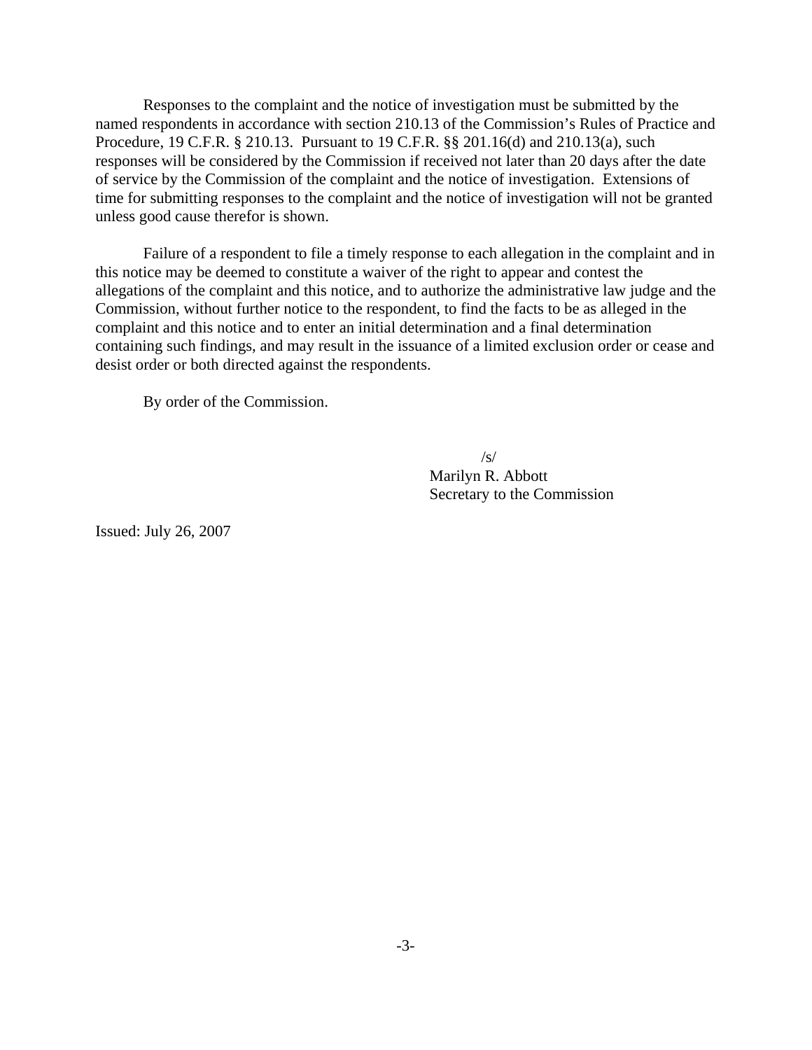Responses to the complaint and the notice of investigation must be submitted by the named respondents in accordance with section 210.13 of the Commission's Rules of Practice and Procedure, 19 C.F.R. § 210.13. Pursuant to 19 C.F.R. §§ 201.16(d) and 210.13(a), such responses will be considered by the Commission if received not later than 20 days after the date of service by the Commission of the complaint and the notice of investigation. Extensions of time for submitting responses to the complaint and the notice of investigation will not be granted unless good cause therefor is shown.

Failure of a respondent to file a timely response to each allegation in the complaint and in this notice may be deemed to constitute a waiver of the right to appear and contest the allegations of the complaint and this notice, and to authorize the administrative law judge and the Commission, without further notice to the respondent, to find the facts to be as alleged in the complaint and this notice and to enter an initial determination and a final determination containing such findings, and may result in the issuance of a limited exclusion order or cease and desist order or both directed against the respondents.

By order of the Commission.

/s/
Marilyn R. Abbott
Secretary to the Commission

Issued: July 26, 2007